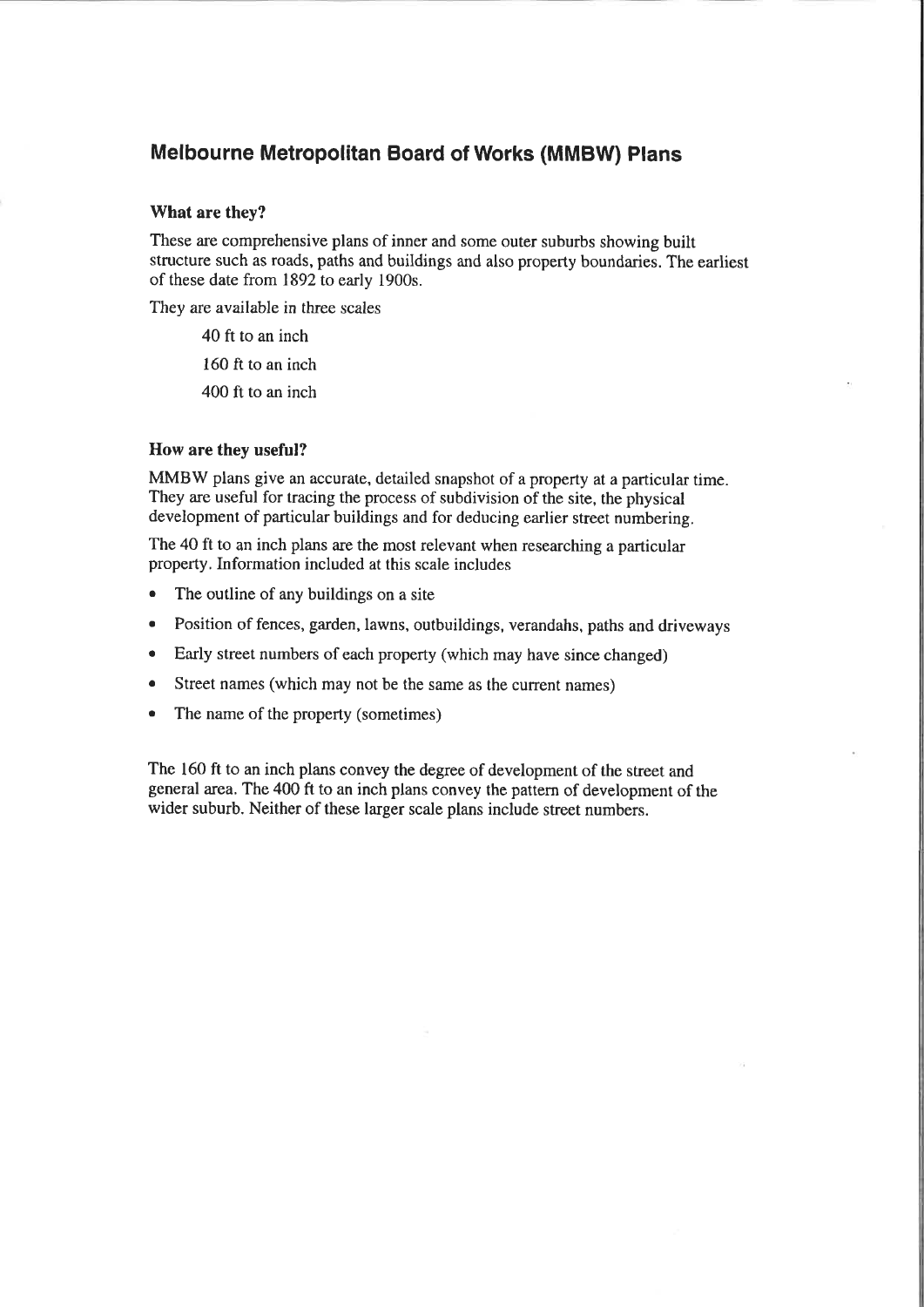# Melbourne Metropolitan Board of Works (MMBW) Plans

### What are they?

These are comprehensive plans of inner and some outer suburbs showing built structure such as roads, paths and buildings and also property boundaries. The earliest of these date from 1892 to early 1900s.

They are available in three scales

40 ft to an inch

160 ft to an inch

400 ft to an inch

### How are they useful?

MMBW plans give an accurate, detailed snapshot of a property at a particular time. They are useful for tracing the process of subdivision of the site, the physical development of particular buildings and for deducing earlier street numbering.

The 40 ft to an inch plans are the most relevant when researching a particular property. Information included at this scale includes

- The outline of any buildings on a site
- Position of fences, garden, lawns, outbuildings, verandahs, paths and driveways
- Early street numbers of each property (which may have since changed)
- Street names (which may not be the same as the current names)
- The name of the property (sometimes)

The 160 ft to an inch plans convey the degree of development of the street and general area. The 400 ft to an inch plans convey the pattern of development of the wider suburb. Neither of these larger scale plans include street numbers.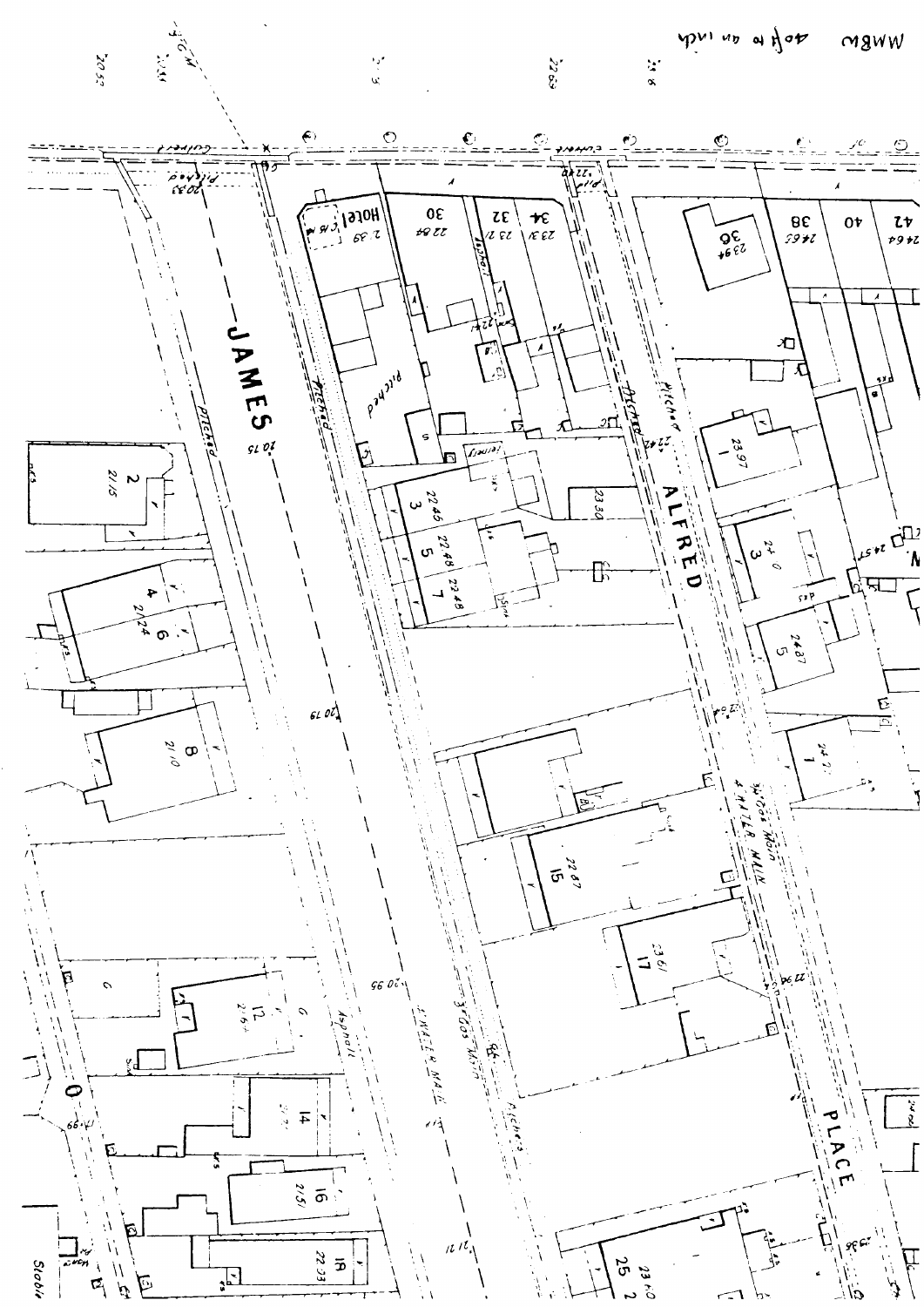MMBW 40 ft to an inch

JAMES

ALFRED

PLACE

Hotel

30

32

34

36

38

40

42

2

4

6

8

12

14

16

18

1

3

5

7

15

17

25

Pitched

Asphalt

4" Water Main

3" Gas Main

Culvert

Stable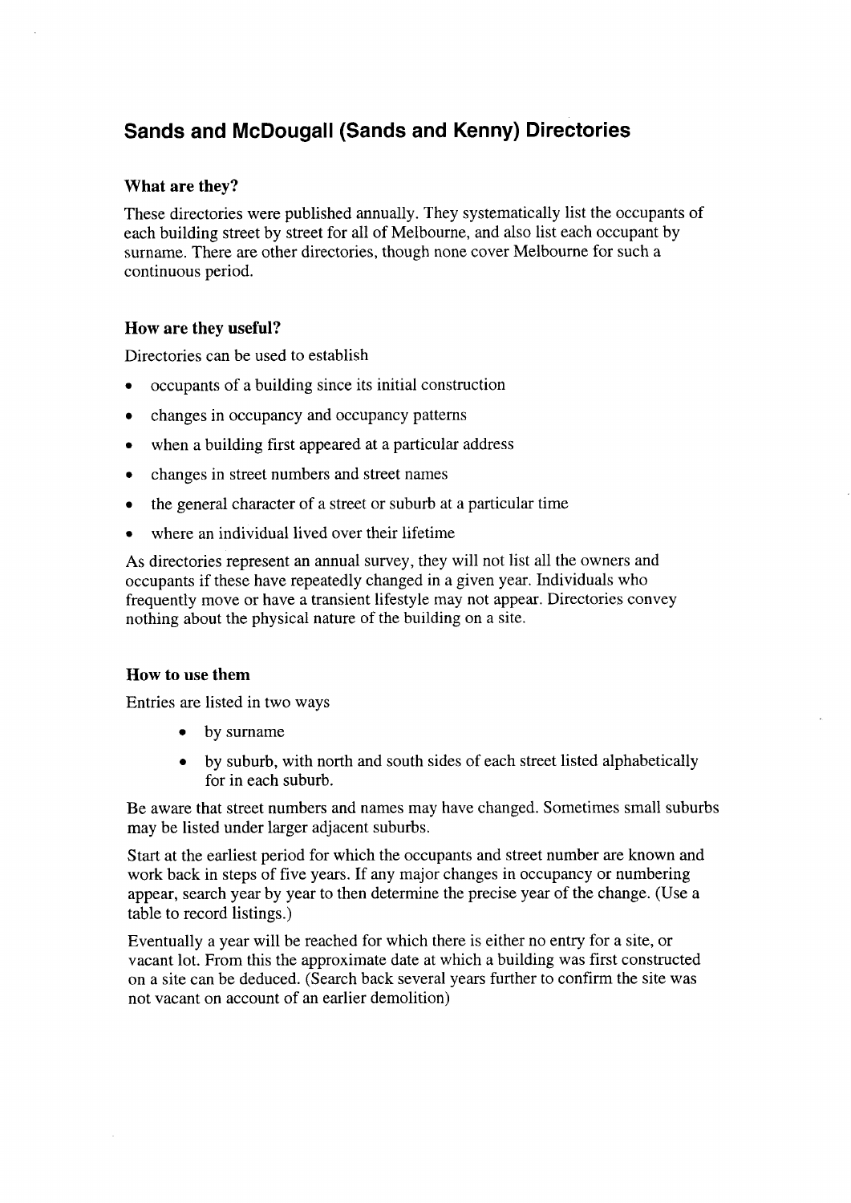## Sands and McDougall (Sands and Kenny) Directories

### What are they?

These directories were published annually. They systematically list the occupants of each building street by street for all of Melbourne, and also list each occupant by surname. There are other directories, though none cover Melbourne for such a continuous period.

### How are they useful?

Directories can be used to establish

- occupants of a building since its initial construction
- changes in occupancy and occupancy patterns
- when a building first appeared at a particular address
- changes in street numbers and street names
- the general character of a street or suburb at a particular time
- where an individual lived over their lifetime

As directories represent an annual survey, they will not list all the owners and occupants if these have repeatedly changed in a given year. Individuals who frequently move or have a transient lifestyle may not appear. Directories convey nothing about the physical nature of the building on a site.

### How to use them

Entries are listed in two ways

- by surname
- by suburb, with north and south sides of each street listed alphabetically for in each suburb.

Be aware that street numbers and names may have changed. Sometimes small suburbs may be listed under larger adjacent suburbs.

Start at the earliest period for which the occupants and street number are known and work back in steps of five years. If any major changes in occupancy or numbering appear, search year by year to then determine the precise year of the change. (Use a table to record listings.)

Eventually a year will be reached for which there is either no entry for a site, or vacant lot. From this the approximate date at which a building was first constructed on a site can be deduced. (Search back several years further to confirm the site was not vacant on account of an earlier demolition)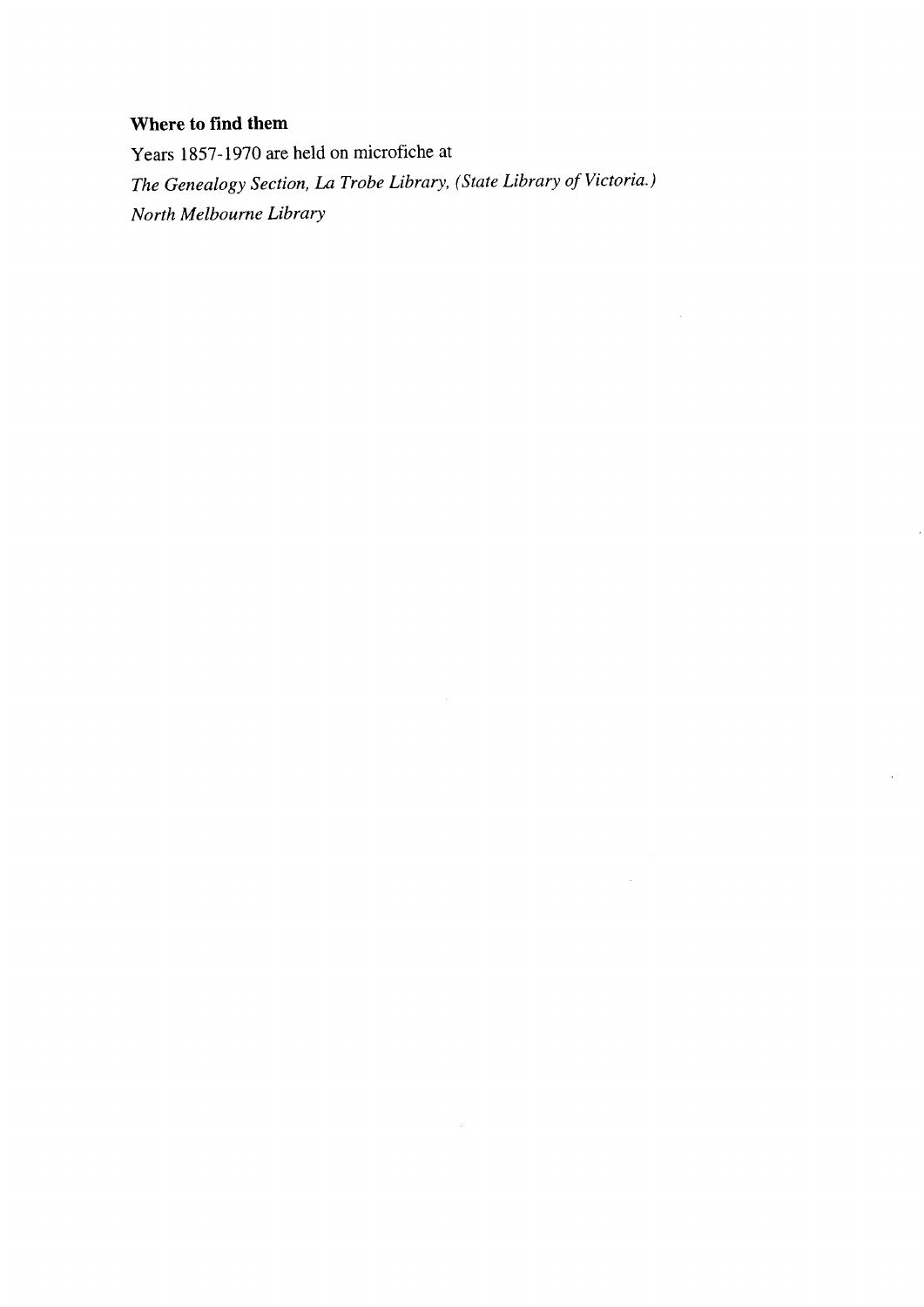**Where to find them**

Years 1857-1970 are held on microfiche at

*The Genealogy Section, La Trobe Library, (State Library of Victoria.)*

*North Melbourne Library*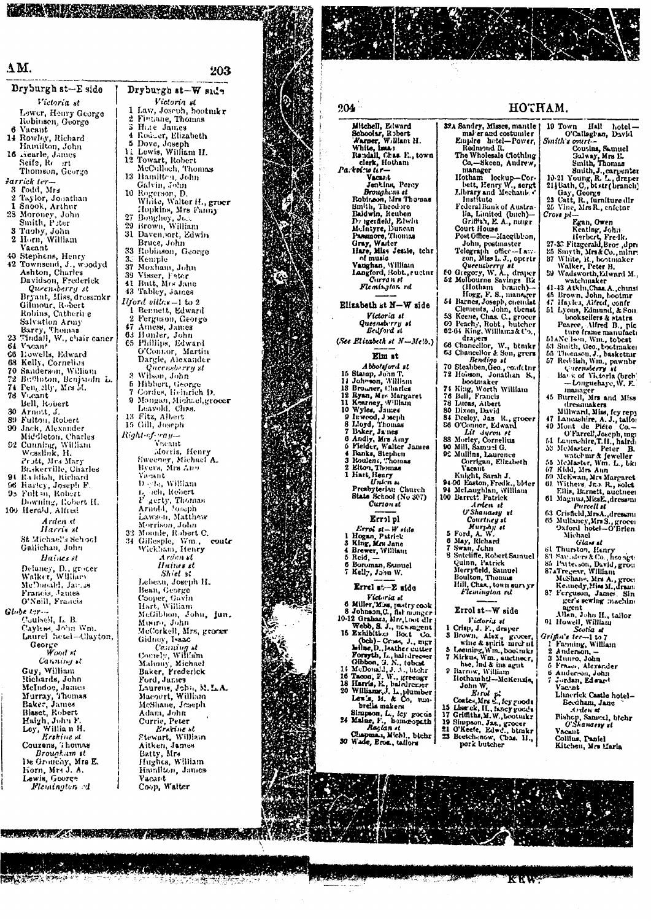## Dryburgh st—E side

*Victoria st*

Lewer, Henry George
Robinson, George
6 Vacant
14 Rowley, Richard
Hamilton, John
16 Searle, James
Seife, Robert
Thomson, George

*Garrick ter—*
3 Todd, Mrs
2 Taylor, Jonathan
1 Snook, Arthur
23 Moroney, John
Smith, Peter
3 Tuohy, John
2 Horn, William
Vacant
40 Stephens, Henry
42 Townsend, J., woodyd
Ashton, Charles
Davidson, Frederick
*Queensberry st*
Bryant, Miss, dressmkr
Gilmour, Robert
Robins, Catherine
Salvation Army
Barry, Thomas
23 Tindall, W., chair caner
64 Vacant
66 Lowells, Edward
68 Kelly, Cornelius
70 Sanderson, William
72 Brunton, Benjamin L.
74 Penrelly, Mrs M.
76 Vacant
Bell, Robert
30 Arnott, J.
89 Fulton, Robert
90 Jack, Alexander
Middleton, Charles
92 Cunning, William
Wesslink, H.
Pratt, Mrs Mary
Baskerville, Charles
94 Ralfish, Richard
96 Harley, Joseph F.
98 Fulton, Robert
Downing, Robert H.
100 Herald, Alfred
*Arden st*
*Harris st*
St Michael's School
Gallichan, John
*Haines st*
Delaney, D., grocer
Walker, William
McDonald, James
Francis, James
O'Neil, Francis

*Globe ter—*
Coulsell, L. B.
Cayless, John Wm.
Laurel hotel—Clayton, George
*Wood st*
*Canning st*
Guy, William
Richards, John
McIndoe, James
Murray, Thomas
Baker, James
Bisset, Robert
Haigh, John F.
Loy, William H.
*Erskine st*
Couzens, Thomas
*Brougham st*
De Groucey, Mrs E.
Horn, Mrs J. A.
Lewis, George
*Flemington rd*

## Dryburgh st—W side

*Victoria st*

1 Law, Joseph, bootmkr
2 Finnane, Thomas
3 Hare James
4 Rodger, Elizabeth
5 Dove, Joseph
11 Lewis, William H.
12 Towart, Robert
McCulloch, Thomas
13 Hamilton, John
Galvin, John
10 Rogerson, D.
White, Walter H., grocr
Hopkins, Mrs Fanny
27 Boughey, Jos.
29 Brown, William
31 Davenport, Edwin
Bruce, John
33 Robinson, George
35 Kemple
37 Moxham, John
39 Visser, Peter
41 Butt, Mrs Jane
43 Tabley, James

*Ilford villas—1 to 2*
1 Bennett, Edward
2 Ferguson, George
47 Amess, James
63 Hunter, John
65 Phillips, Edward
O'Connor, Martin
Dargle, Alexander
*Queensberry st*
3 Wilson, John
5 Hibbert, George
7 Cordes, Heinrich D.
9 Mangan, Michael, grocer
Leavold, Chas.
13 Fitz, Albert
15 Gill, Joseph

*Right-of-way—*
Vacant
Morris, Henry
Sweeney, Michael A.
Byers, Mrs Ann
Vacant
Doyle, William
Leech, Robert
Fogerty, Thomas
Arnold, Joseph
Lawson, Matthew
Morrison, John
32 Moodie, Robert C.
34 Gillespie, Wm., contr
Wickham, Henry
*Arden st*
*Haines st*
*Shiel st*
Lebeau, Joseph H.
Bean, George
Cooper, Gavin
Hart, William
McGibbon, John, jun.
Munro, John
McCorkell, Mrs, grocer
Gidney, Isaac
*Canning st*
Conely, William
Mahony, Michael
Baker, Frederick
Ford, James
Laurens, John, M.L.A.
Macourt, William
McShane, Joseph
Adam, John
Currie, Peter
*Erskine st*
Stewart, William
Aitken, James
Batty, Mrs
Hughes, William
Hamilton, James
Vacant
Coop, Walter

# HOTHAM.

Mitchell, Edward
Schoolar, Robert
Warner, William H.
White, Isaac
Randall, Chas. E., town clerk, Hotham

*Parkville ter—*
Vacant
Jenkins, Percy
*Brougham st*
Robinson, Mrs Thomas
Smith, Theodore
Baldwin, Reuben
Dingerfield, Edwin
McIntyre, Duncan
Passmore, Thomas
Gray, Walter
Hare, Miss Jessie, tchr of music
Vaughan, William
Langford, Robt., auctnr
*Curzon st*
*Flemington rd*

## Elizabeth st N—W side

*Victoria st*
*Queensberry st*
*Bedford st*

(*See Elizabeth st N—Melb.*)

## Elm st

*Abbotsford st*
15 Stamp, John T.
14 Johnson, William
13 Brouner, Charles
12 Ryan, Mrs Margaret
11 Kearney, William
10 Wyles, James
9 Inwood, Joseph
8 Lloyd, Thomas
7 Baker, James
6 Andly, Mrs Amy
5 Fielder, Walter James
4 Banks, Stephen
3 Roulenc, Thomas
2 Elton, Thomas
1 Hart, Henry
*Union st*
Presbyterian Church
State School (No 307)
*Curzon st*

## Errol pl

*Errol st—W side*
1 Hogan, Patrick
3 King, Mrs Jane
4 Brewer, William
5 Reid, —
6 Boroman, Samuel
7 Kelly, John W.

## Errol st—E side

*Victoria st*
6 Miller, Miss, pastry cook
8 Johnson, C., fish monger
10-12 Graham, Mrs, boot dlr
Webb, S. J., newsagent
16 Exhibition Boot Co. (bch)—Cross, J., mgr
Milne, D., leather cutter
Forsyth, L., hairdresser
Gibbon, G. N., tobcst
14 McDonald, J. A., btchr
16 Tacon, F. W., greengr
18 Harris, E., hairdresser
20 Williams, J. L., plumber
Lewis, H. & Co, umbrella makers
Simpson, L., fcy goods
24 Maine, F., homeopath
*Raglan st*
Chapman, Michl., btchr
30 Wade, Bros., tailors

32A Sandry, Misses, mantle maker and costumier
Empire hotel—Power, Redmond R.
The Wholesale Clothing Co.—Skeen, Andrew, manager
Hotham lockup—Corbett, Henry W., sergt
Library and Mechanics' Institute
Federal Bank of Australia, Limited (bnch)—Griffith, E. A., mngr
Court House
Post Office—Macgibbon, John, postmaster
Telegraph office—Lawson, Miss L. J., opertr
*Queensberry st*
50 Gregory, W. A., draper
52 Melbourne Savings Bk (Hotham branch)—Hogg, F. S., manager
54 Barnes, Joseph, chemist
Clements, John, tbcnst
58 Keene, Chas. C., grocer
60 Peachy, Robt., butcher
62-64 King, Williams & Co., drapers
66 Chancellor, W., btchr
68 Chancellor & Son, grcrs
*Bendigo st*
70 Steabben, Geo., confctnr
72 Hobson, Jonathan S., bootmaker
74 King, Worth William
76 Bell, Francis
78 Lucas, Albert
80 Dixon, David
84 Deeley, Jas. R., grocer
86 O'Connor, Edward
*Lit Byron st*
88 Morley, Cornelius
90 Mill, Samuel G.
92 Mullins, Laurence
Corrigan, Elizabeth
Vacant
Knight, Sarah J.
94-96 Easton, Fredk., bldr
94 McLaughlan, William
100 Barrett, Patrick
*Arden st*
*O'Shanassy st*
*Courtney st*
*Murphy st*
5 Ford, A. W.
6 May, Richard
7 Swan, John
8 Sutcliffe, Robert Samuel
Quinn, Patrick
Merryfield, Samuel
Boulton, Thomas
Hill, Chas., town survyr
*Flemington rd*

## Errol st—W side

*Victoria st*
1 Crisp, J. F., draper
3 Brown, Alex., grocer, wine & spirit mrcht
5 Leeming, Wm., bootmkr
7 Kirkus, Wm., auctneer, hse, lnd & ins agnt
9 Barrow, William
Hotham htl—McKenzie, John W.
*Errol pl*
Coates, Mrs E., fcy goods
15 Lissack, H., fancy goods
17 Griffiths, M. W., bootmkr
19 Simpson, Jas., grocer
21 O'Keefe, Edwd., btchr
23 Beetchenow, Chas. H., pork butcher

19 Town Hall hotel—O'Callaghan, David

*Smith's court—*
Cousins, Samuel
Galway, Mrs E.
Smith, Thomas
Smith, J., carpenter
19-21 Young, R. L., draper
21½ Bath, C., btchr (branch)
Gay, George
23 Catt, R., furniture dlr
25 Vine, Mrs R., cnfctnr

*Cross pl—*
Egan, Owen
Keating, John
Herbert, Fredk.
27-33 Fitzgerald, Bros., dprs
35 Smyth, Mrs & Co., milnrs
37 White, R., bootmaker
Walker, Peter H.
39 Wadsworth, Edward M., watchmaker
41-43 Atkin, Chas. A., chmst
45 Brown, John, bootmr
47 Hayles, Alfred, confr
51 Lyons, Edmund, & Son, booksellers & statrs
Pearce, Alfred B., picture frame manufact
51A Nelson, Wm., tobcst
53 Smith, Geo., bootmaker
55 Thomson, J., basketmr
57 Reddish, Wm., pawnbr
*Queensberry st*
Bank of Victoria (brch)—Longuehaye, W. E., manager
45 Burrell, Mrs and Miss, dressmakers
Millward, Miss, fcy repy
47 Lancashire, A. J., tailor
49 Mont de Piété Co.—O'Farrell, Joseph, mgr
51 Lancashire, T. H., hairdr
53 McMaster, Peter B., watchmr & jeweller
55 McMaster, Wm. L., bkr
57 Kidd, Mrs Ann
59 McEwan, Mrs Margaret
61 Withers, Jno. R., solct
Ellis, Barnett, auctneer
61 Magnus, Miss E., dressmr
*Purcell st*
63 Crisfield, Mrs A., dressmr
65 Mullaney, Mrs S., grocer
Oxford hotel—O'Brien, Michael
*Glass st*
81 Thurston, Henry
83 Saunders & Co., hse agts
85 Patterson, David, grocr
87A Tregear, William
McShane, Mrs A., grocr
Kennedy, Miss M., drsmr
87 Ferguson, James, Singer's sewing machine agent
Allan, John H., tailor
91 Howell, William
*Scotia st*

*Griffin's ter—1 to 7*
1 Fanning, William
2 Anderson, —
3 Munro, John
5 France, Alexander
6 Anderson, John
7 Jordan, Edward
Vacant
Limerick Castle hotel—Beecham, Jane
*Arden st*
Bishop, Samuel, btchr
*O'Shanassy st*
Vacant
Collins, Daniel
Kitchen, Mrs Maria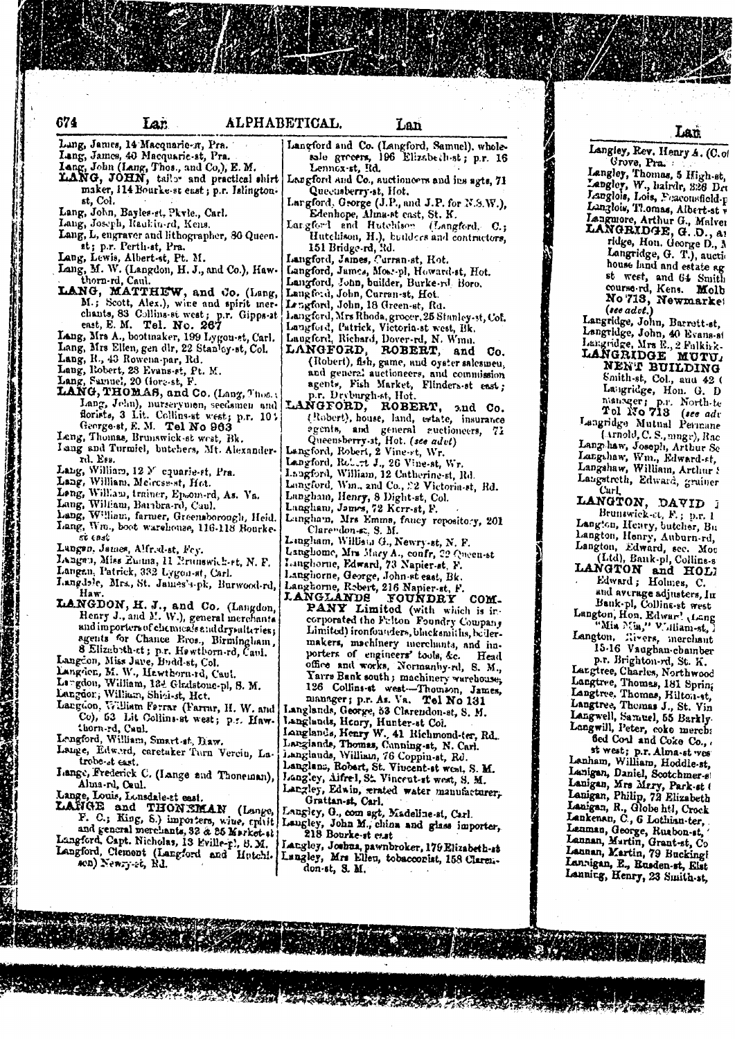Lang, James, 14 Macquarie-st, Pra.
Lang, James, 40 Macquarie-st, Pra.
Lang, John (Lang, Thos., and Co.), E. M.
**LANG, JOHN,** tailor and practical shirt maker, 114 Bourke-st east; p.r. Islington-st, Col.
Lang, John, Bayles-st, Pkvle., Carl.
Lang, Joseph, Raukin-rd, Kens.
Lang, L, engraver and lithographer, 80 Queen-st; p.r. Perth-st, Pra.
Lang, Lewis, Albert-st, Pt. M.
Lang, M. W. (Langdon, H. J., and Co.), Hawthorn-rd, Caul.
**LANG, MATTHEW,** and Co. (Lang, M.; Scott, Alex.), wine and spirit merchants, 83 Collins-st west; p.r. Gipps-st east, E. M. **Tel. No. 267**
Lang, Mrs A., bootmaker, 199 Lygon-st, Carl.
Lang, Mrs Ellen, gen dlr, 22 Stanley-st, Col.
Lang, R., 43 Rowena-par, Rd.
Lang, Robert, 23 Evans-st, Pt. M.
Lang, Samuel, 20 Gore-st, F.
**LANG, THOMAS,** and Co. (Lang, Thos.; Lang, John), nurserymen, seedsmen and florists, 3 Lit. Collins-st west; p.r. 104 George-st, E. M. **Tel No 963**
Lang, Thomas, Brunswick-st west, Bk.
Lang and Turmiel, butchers, Mt. Alexander-rd. Ess.
Lang, William, 12 Macquarie-st, Pra.
Lang, William, Melrose-st, Hot.
Lang, William, trainer, Epsom-rd, As. Va.
Lang, William, Barbra-rd, Caul.
Lang, William, farmer, Greensborough, Heid.
Lang, Wm., boot warehouse, 116-118 Bourke-st east
Langan, James, Alfred-st, Fcy.
Langan, Miss Emma, 11 Brunswick-st, N. F.
Langan, Patrick, 332 Lygon-st, Carl.
Langdale, Mrs., St. James's-pk, Burwood-rd, Haw.
**LANGDON, H. J.,** and Co. (Langdon, Henry J., and M. W.), general merchants and importers of chemicals and drysalteries; agents for Chance Bros., Birmingham, 8 Elizabeth-st; p.r. Hawthorn-rd, Caul.
Langdon, Miss Jane, Budd-st, Col.
Langdon, M. W., Hawthorn-rd, Caul.
Langdon, William, 124 Gladstone-pl, S. M.
Langdon, William, Shiel-st, Hot.
Langdon, William Ferrar (Farrar, H. W. and Co), 53 Lit Collins-st west; p.r. Hawthorn-rd, Caul.
Langford, William, Smart-st, Haw.
Lange, Edward, caretaker Turn Verein, Latrobe-st east.
Lange, Frederick C. (Lange and Thoneman), Alma-rd, Caul.
Lange, Louis, Lonsdale-st east.
**LANGE and THONEMAN** (Lange, F. C.; King, S.) importers, wine, spirit and general merchants, 32 & 35 Market-st
Langford, Capt. Nicholas, 13 Eville-pl, S. M.
Langford, Clement (Langford and Hutchison) Newry-st, Rd.
Langford and Co. (Langford, Samuel), wholesale grocers, 196 Elizabeth-st; p.r. 16 Lennox-st, Rd.
Langford and Co., auctioneers and ins agts, 71 Queensberry-st, Hot.
Langford, George (J.P., and J.P. for N.S.W.), Edenhope, Alma-st east, St. K.
Langford and Hutchison (Langford, C.; Hutchison, H.), builders and contractors, 151 Bridge-rd, Rd.
Langford, James, Curran-st, Hot.
Langford, James, Moor-pl, Howard-st, Hot.
Langford, John, builder, Burke-rd, Boro.
Langford, John, Curran-st, Hot.
Langford, John, 18 Green-st, Rd.
Langford, Mrs Rhoda, grocer, 25 Stanley-st, Col.
Langford, Patrick, Victoria-st west, Bk.
Langford, Richard, Dover-rd, N. Wmn.
**LANGFORD, ROBERT,** and Co. (Robert), fish, game, and oyster salesmen, and general auctioneers, and commission agents, Fish Market, Flinders-st east; p.r. Dryburgh-st, Hot.
**LANGFORD, ROBERT,** and Co. (Robert), house, land, estate, insurance agents, and general auctioneers, 71 Queensberry-st, Hot. (*see advt*)
Langford, Robert, 2 Vine-st, Wr.
Langford, Robert J., 26 Vine-st, Wr.
Langford, William, 12 Catherine-st, Rd.
Langford, Wm., and Co., 22 Victoria-st, Rd.
Langham, Henry, 8 Dight-st, Col.
Langham, James, 72 Kerr-st, F.
Langham, Mrs Emma, fancy repository, 201 Clarendon-st, S. M.
Langham, William G., Newry-st, N. F.
Langhorne, Mrs Mary A., confr, 22 Queen-st
Langhorne, Edward, 73 Napier-st, F.
Langhorne, George, John-st east, Bk.
Langhorne, Robert, 216 Napier-st, F.
**LANGLANDS FOUNDRY COMPANY Limited** (with which is incorporated the Fulton Foundry Company Limited) ironfounders, blacksmiths, boilermakers, machinery merchants, and importers of engineers' tools, &c. Head office and works, Normanby-rd, S. M., Yarra Bank south; machinery warehouse, 126 Collins-st west—Thomson, James, manager; p.r. As. Va. **Tel No 131**
Langlands, George, 53 Clarendon-st, S. M.
Langlands, Henry, Hunter-st Col.
Langlands, Henry W., 41 Richmond-ter, Rd.
Langlands, Thomas, Canning-st, N. Carl.
Langlands, William, 76 Coppin-st, Rd.
Langlans, Robert, St. Vincent-st west, S. M.
Langley, Alfred, St. Vincent-st west, S. M.
Langley, Edwin, aerated water manufacturer, Grattan-st, Carl.
Langley, G., com agt, Madeline-st, Carl.
Langley, John M., china and glass importer, 218 Bourke-st east
Langley, Joshua, pawnbroker, 179 Elizabeth-st
Langley, Mrs Ellen, tobacconist, 158 Clarendon-st, S. M.
Langley, Rev. Henry A. (C. of Grove, Pra.
Langley, Thomas, 5 High-st,
Langley, W., hairdr, 336 Dr
Langlois, Lois, Beaconsfield-p
Langlois, Thomas, Albert-st
Langmore, Arthur G., Malver
**LANGRIDGE, G. D.,** a ridge, Hon. George D., Langridge, G. T.), aucti house land and estate ag st west, and 64 Smith course-rd, Kens. **Molb No 713, Newmarke** (*see advt.*)
Langridge, John, Barrett-st,
Langridge, John, 40 Evans-st
Langridge, Mrs E., 2 Falkirk-
**LANGRIDGE MUTU NENT BUILDING** Smith-st, Col., and 42 Langridge, Hon. G. D manager; p.r. North-te **Tel No 713** (*see adv*
Langridge Mutual Permane (Arnold, C. S., mngr), Rac
Langshaw, Joseph, Arthur Se
Langshaw, Wm., Edward-st,
Langshaw, William, Arthur
Langstreth, Edward, grainer Carl.
**LANGTON, DAVID** Brunswick-st, F.; p.r.
Langton, Henry, butcher, Br
Langton, Henry, Auburn-rd,
Langton, Edward, sec. Mo (Ltd), Bank-pl, Collins-s
**LANGTON and HOL** Edward; Holmes, C. and average adjusters, In Bank-pl, Collins-st west
Langton, Hon. Edward (Lang "Mia Mia," William-st,
Langton, Rivers, merchant 15-16 Vaughan-chamber p.r. Brighton-rd, St. K.
Langtree, Charles, Northwood
Langtree, Thomas, 181 Spring
Langtree, Thomas, Hilton-st,
Langtree, Thomas J., St. Vin
Langwell, Samuel, 55 Barkly
Langwill, Peter, coke merch fed Coal and Coke Co., st west; p.r. Alma-st wes
Lanham, William, Hoddle-st,
Lanigan, Daniel, Scotchmer-s
Lanigan, Mrs Mary, Park-st
Lanigan, Philip, 72 Elizabeth
Lanigan, R., Globe htl, Crock
Lankenan, C., 6 Lothian-ter,
Lanman, George, Rusbon-st,
Lannan, Martin, Grant-st, Co
Lannan, Martin, 79 Bucking
Lannigan, E., Rusden-st, Elst
Lanning, Henry, 23 Smith-st,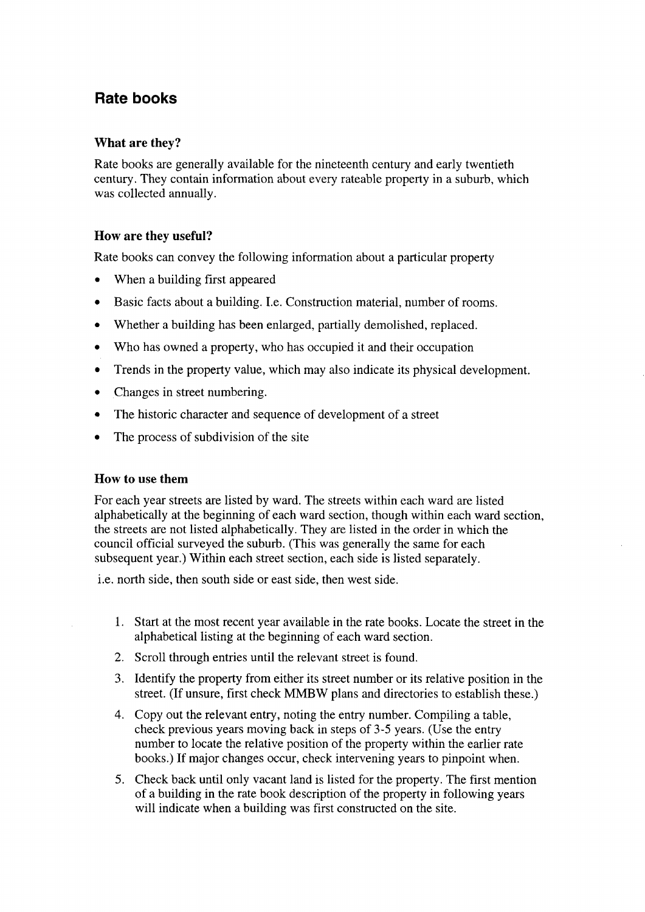## Rate books

### What are they?

Rate books are generally available for the nineteenth century and early twentieth century. They contain information about every rateable property in a suburb, which was collected annually.

### How are they useful?

Rate books can convey the following information about a particular property

- When a building first appeared
- Basic facts about a building. I.e. Construction material, number of rooms.
- Whether a building has been enlarged, partially demolished, replaced.
- Who has owned a property, who has occupied it and their occupation
- Trends in the property value, which may also indicate its physical development.
- Changes in street numbering.
- The historic character and sequence of development of a street
- The process of subdivision of the site

### How to use them

For each year streets are listed by ward. The streets within each ward are listed alphabetically at the beginning of each ward section, though within each ward section, the streets are not listed alphabetically. They are listed in the order in which the council official surveyed the suburb. (This was generally the same for each subsequent year.) Within each street section, each side is listed separately.

i.e. north side, then south side or east side, then west side.

1. Start at the most recent year available in the rate books. Locate the street in the alphabetical listing at the beginning of each ward section.
2. Scroll through entries until the relevant street is found.
3. Identify the property from either its street number or its relative position in the street. (If unsure, first check MMBW plans and directories to establish these.)
4. Copy out the relevant entry, noting the entry number. Compiling a table, check previous years moving back in steps of 3-5 years. (Use the entry number to locate the relative position of the property within the earlier rate books.) If major changes occur, check intervening years to pinpoint when.
5. Check back until only vacant land is listed for the property. The first mention of a building in the rate book description of the property in following years will indicate when a building was first constructed on the site.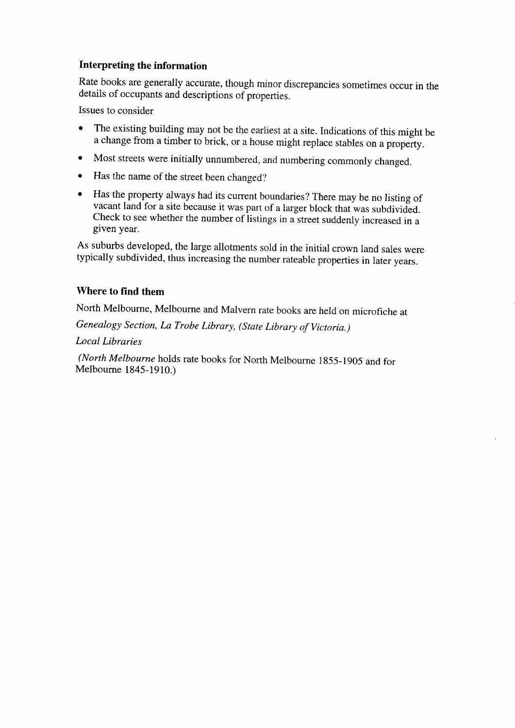### Interpreting the information

Rate books are generally accurate, though minor discrepancies sometimes occur in the details of occupants and descriptions of properties.

Issues to consider

- The existing building may not be the earliest at a site. Indications of this might be a change from a timber to brick, or a house might replace stables on a property.
- Most streets were initially unnumbered, and numbering commonly changed.
- Has the name of the street been changed?
- Has the property always had its current boundaries? There may be no listing of vacant land for a site because it was part of a larger block that was subdivided. Check to see whether the number of listings in a street suddenly increased in a given year.

As suburbs developed, the large allotments sold in the initial crown land sales were typically subdivided, thus increasing the number rateable properties in later years.

### Where to find them

North Melbourne, Melbourne and Malvern rate books are held on microfiche at

*Genealogy Section, La Trobe Library, (State Library of Victoria.)*

*Local Libraries*

(*North Melbourne* holds rate books for North Melbourne 1855-1905 and for Melbourne 1845-1910.)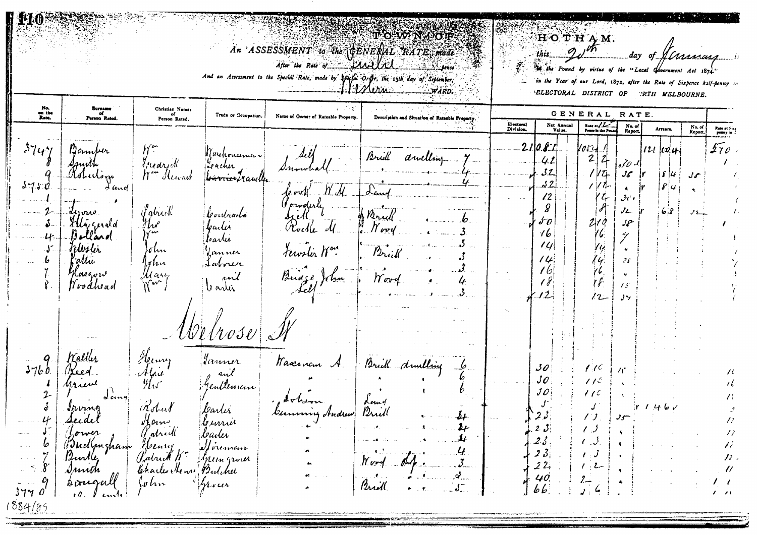TOWN OF HOTHAM.

An ASSESSMENT to the GENERAL RATE made this 20th day of January

After the Rate of Twelve pence in the Pound by virtue of the "Local Government Act 1874."

And an Assessment to the Special Rate, made by Special Order, the 13th day of September, in the Year of our Lord, 1872, after the Rate of Sixpence half-penny in

Western WARD. ELECTORAL DISTRICT OF NORTH MELBOURNE.

| No. on the Rate. | Surname of Person Rated. | Christian Names of Person Rated. | Trade or Occupation. | Name of Owner of Rateable Property. | Description and Situation of Rateable Property. | | Electoral Division. | Net Annual Value. | Rate at 12 Pence in the Pound | No. of Report. | Arrears. | No. of Report. | Rate at Sixpenny in |
|---|---|---|---|---|---|---|---|---|---|---|---|---|---|
| 3747 | Bamber | Wm | Warehouseman | Self | Brick dwelling | 7 | 21 | 081 | 1053 | | 121 10 4 | | 570 |
| 8 | Smith | Fredrick | Teacher | Snowball | " | 4 | | 42 | 2 2 | 30 | | | |
| 9 | Robertson | Wm Stewart | Traveller | | " | 4 | | 32 | 1 12 | 36 | 8 4 | 36 | |
| 3750 | | Land | | Cook W.H. | Land | | | 32 | 1 12 | | 8 4 | | |
| 1 | | | | Powderly | | | | 12 | 12 | 30 | | | |
| 2 | Lyons | Patrick | Contractor | Scott | Brick | 6 | | 8 | 8 | 32 | 6 8 | 32 | |
| 3 | Fitzgerald | Thos | Carter | Roche M | Wood | 3 | | 50 | 2 10 | 38 | | | |
| 4 | Bolland | Wm | Carter | | " | 3 | | 16 | 16 | 7 | | | |
| 5 | Fewster | John | Tanner | Fewster Wm | Brick | 3 | | 14 | 14 | | | | |
| 6 | Fallis | John | Labourer | | " | 3 | | 14 | 14 | 28 | | | |
| 7 | Glasgow | Mary | nil | Bridge John | Wood | 4 | | 16 | 16 | | | | |
| 8 | Woodhead | Wm | Carter | Self | " | 3 | | 18 | 18 | 13 | | | |
| | | | | | | | | 12 | 12 | 37 | | | |

## Melrose St

| No. on the Rate. | Surname of Person Rated. | Christian Names of Person Rated. | Trade or Occupation. | Name of Owner of Rateable Property. | Description and Situation of Rateable Property. | | Electoral Division. | Net Annual Value. | Rate at 12 Pence in the Pound | No. of Report. | Arrears. | No. of Report. | Rate at Sixpenny in |
|---|---|---|---|---|---|---|---|---|---|---|---|---|---|
| 9 | Walker | Henry | Tanner | Waxman A | Brick dwelling | 6 | | 30 | 1 10 | 18 | | | 11 |
| 3760 | Reed | Alice | nil | " | " | 6 | | 30 | 1 10 | | | | 11 |
| 1 | Grieve | Thos | Gentleman | | " | 6 | | 30 | 1 10 | | | | 11 |
| 2 | | Land | | Dobson | Land | | | 5 | 5 | | 1 4 6 | | 2 |
| 3 | Irving | Robert | Carter | Cumming Andrew | Brick | 4 | | 23 | 1 3 | 35 | | | 12 |
| 4 | Seidel | Hans | Currier | " | " | 4 | | 23 | 1 3 | | | | 12 |
| 5 | Lower | Patrick | Carter | " | " | 4 | | 23 | 1 3 | | | | 12 |
| 6 | Buckingham | Henry | Fireman | " | " | 4 | | 23 | 1 3 | | | | 12 |
| 7 | Buttle | Patrick W | Greengrocer | " | Wood shop | 3 | | 22 | 1 2 | | | | 12 |
| 8 | Smith | Charles Henry | Butcher | " | " | 3 | | 40 | 2 | | | | 11 |
| 9 | Dougall | John | Grocer | " | Brick | 5 | | 66 | 3 6 | | | | 1 1 |
| 3770 | | | | | | | | | | | | | |

1884/85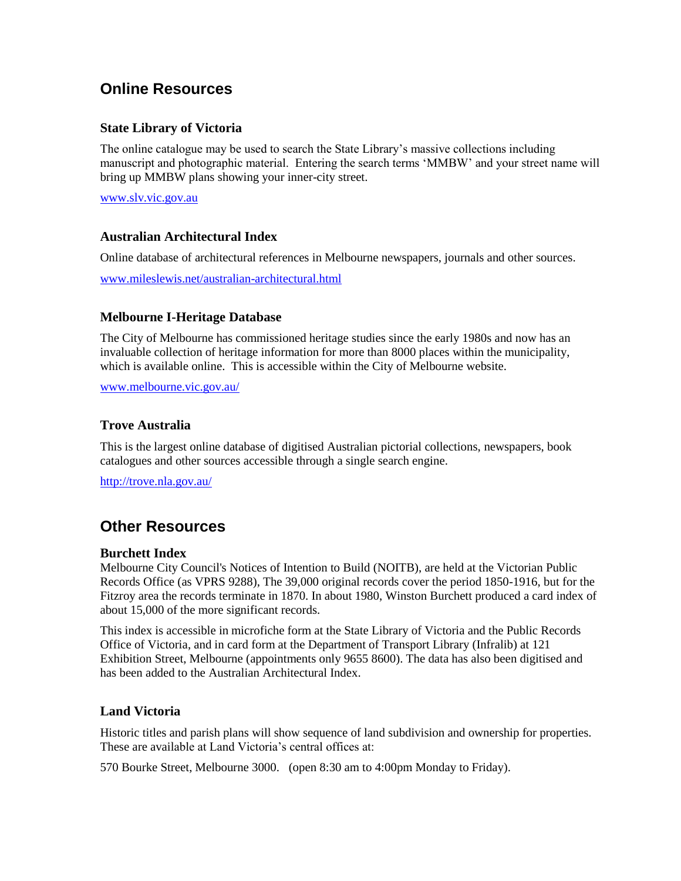## Online Resources

### State Library of Victoria

The online catalogue may be used to search the State Library's massive collections including manuscript and photographic material. Entering the search terms 'MMBW' and your street name will bring up MMBW plans showing your inner-city street.

www.slv.vic.gov.au

### Australian Architectural Index

Online database of architectural references in Melbourne newspapers, journals and other sources.

www.mileslewis.net/australian-architectural.html

### Melbourne I-Heritage Database

The City of Melbourne has commissioned heritage studies since the early 1980s and now has an invaluable collection of heritage information for more than 8000 places within the municipality, which is available online. This is accessible within the City of Melbourne website.

www.melbourne.vic.gov.au/

### Trove Australia

This is the largest online database of digitised Australian pictorial collections, newspapers, book catalogues and other sources accessible through a single search engine.

http://trove.nla.gov.au/

## Other Resources

### Burchett Index

Melbourne City Council's Notices of Intention to Build (NOITB), are held at the Victorian Public Records Office (as VPRS 9288), The 39,000 original records cover the period 1850-1916, but for the Fitzroy area the records terminate in 1870. In about 1980, Winston Burchett produced a card index of about 15,000 of the more significant records.

This index is accessible in microfiche form at the State Library of Victoria and the Public Records Office of Victoria, and in card form at the Department of Transport Library (Infralib) at 121 Exhibition Street, Melbourne (appointments only 9655 8600). The data has also been digitised and has been added to the Australian Architectural Index.

### Land Victoria

Historic titles and parish plans will show sequence of land subdivision and ownership for properties. These are available at Land Victoria's central offices at:

570 Bourke Street, Melbourne 3000. (open 8:30 am to 4:00pm Monday to Friday).